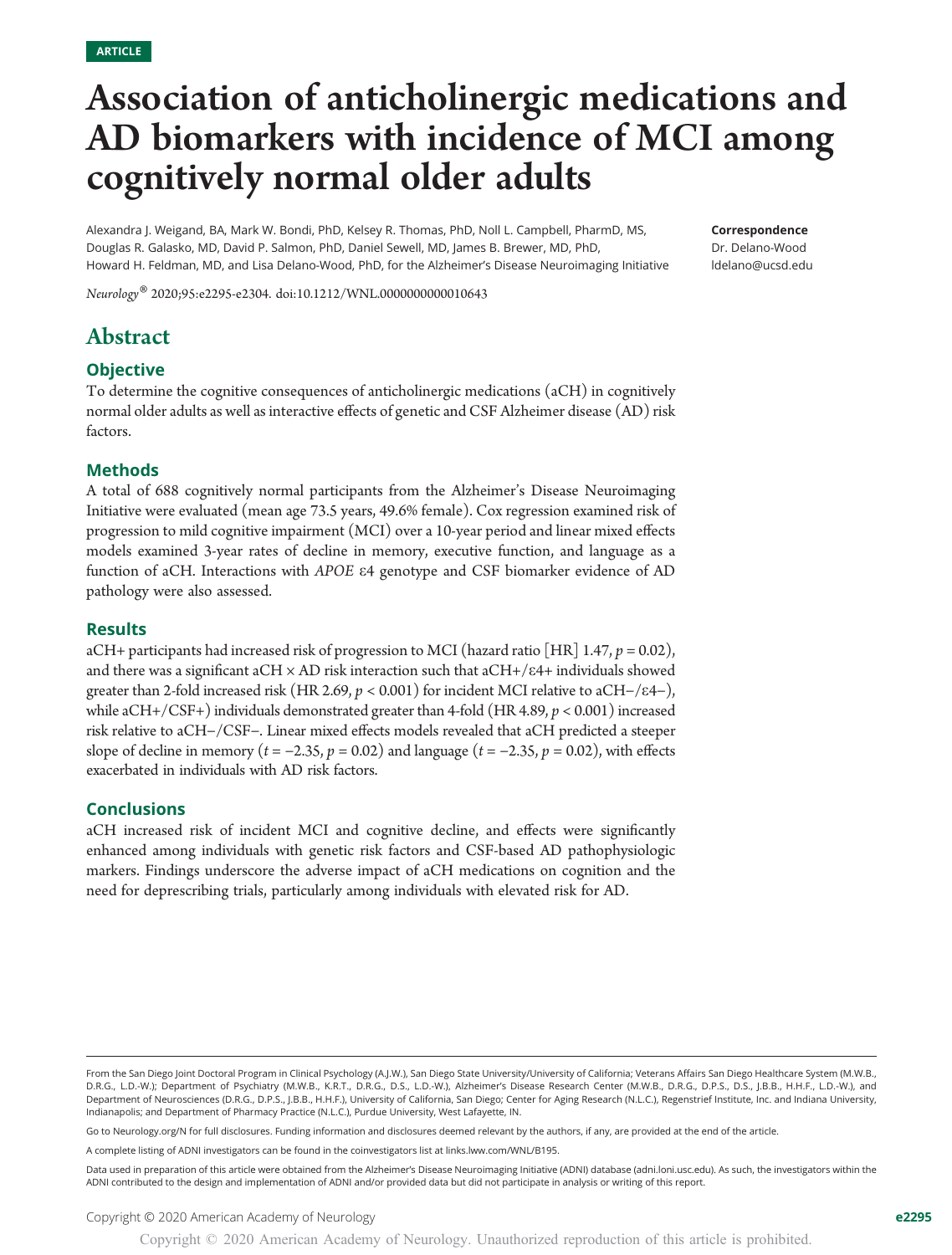ARTICLE

# Association of anticholinergic medications and AD biomarkers with incidence of MCI among cognitively normal older adults

Alexandra J. Weigand, BA, Mark W. Bondi, PhD, Kelsey R. Thomas, PhD, Noll L. Campbell, PharmD, MS, Douglas R. Galasko, MD, David P. Salmon, PhD, Daniel Sewell, MD, James B. Brewer, MD, PhD, Howard H. Feldman, MD, and Lisa Delano-Wood, PhD, for the Alzheimer's Disease Neuroimaging Initiative

**Correspondence**
Dr. Delano-Wood
ldelano@ucsd.edu

*Neurology*® 2020;95:e2295-e2304. doi:10.1212/WNL.0000000000010643

## Abstract

### Objective

To determine the cognitive consequences of anticholinergic medications (aCH) in cognitively normal older adults as well as interactive effects of genetic and CSF Alzheimer disease (AD) risk factors.

### Methods

A total of 688 cognitively normal participants from the Alzheimer's Disease Neuroimaging Initiative were evaluated (mean age 73.5 years, 49.6% female). Cox regression examined risk of progression to mild cognitive impairment (MCI) over a 10-year period and linear mixed effects models examined 3-year rates of decline in memory, executive function, and language as a function of aCH. Interactions with *APOE* ε4 genotype and CSF biomarker evidence of AD pathology were also assessed.

### Results

aCH+ participants had increased risk of progression to MCI (hazard ratio [HR] 1.47, $p = 0.02$), and there was a significant aCH × AD risk interaction such that aCH+/ε4+ individuals showed greater than 2-fold increased risk (HR 2.69, $p < 0.001$) for incident MCI relative to aCH−/ε4−), while aCH+/CSF+) individuals demonstrated greater than 4-fold (HR 4.89, $p < 0.001$) increased risk relative to aCH−/CSF−. Linear mixed effects models revealed that aCH predicted a steeper slope of decline in memory ($t = -2.35$, $p = 0.02$) and language ($t = -2.35$, $p = 0.02$), with effects exacerbated in individuals with AD risk factors.

### Conclusions

aCH increased risk of incident MCI and cognitive decline, and effects were significantly enhanced among individuals with genetic risk factors and CSF-based AD pathophysiologic markers. Findings underscore the adverse impact of aCH medications on cognition and the need for deprescribing trials, particularly among individuals with elevated risk for AD.

---

From the San Diego Joint Doctoral Program in Clinical Psychology (A.J.W.), San Diego State University/University of California; Veterans Affairs San Diego Healthcare System (M.W.B., D.R.G., L.D.-W.); Department of Psychiatry (M.W.B., K.R.T., D.R.G., D.S., L.D.-W.), Alzheimer's Disease Research Center (M.W.B., D.R.G., D.P.S., D.S., J.B.B., H.H.F., L.D.-W.), and Department of Neurosciences (D.R.G., D.P.S., J.B.B., H.H.F.), University of California, San Diego; Center for Aging Research (N.L.C.), Regenstrief Institute, Inc. and Indiana University, Indianapolis; and Department of Pharmacy Practice (N.L.C.), Purdue University, West Lafayette, IN.

Go to Neurology.org/N for full disclosures. Funding information and disclosures deemed relevant by the authors, if any, are provided at the end of the article.

A complete listing of ADNI investigators can be found in the coinvestigators list at links.lww.com/WNL/B195.

Data used in preparation of this article were obtained from the Alzheimer's Disease Neuroimaging Initiative (ADNI) database (adni.loni.usc.edu). As such, the investigators within the ADNI contributed to the design and implementation of ADNI and/or provided data but did not participate in analysis or writing of this report.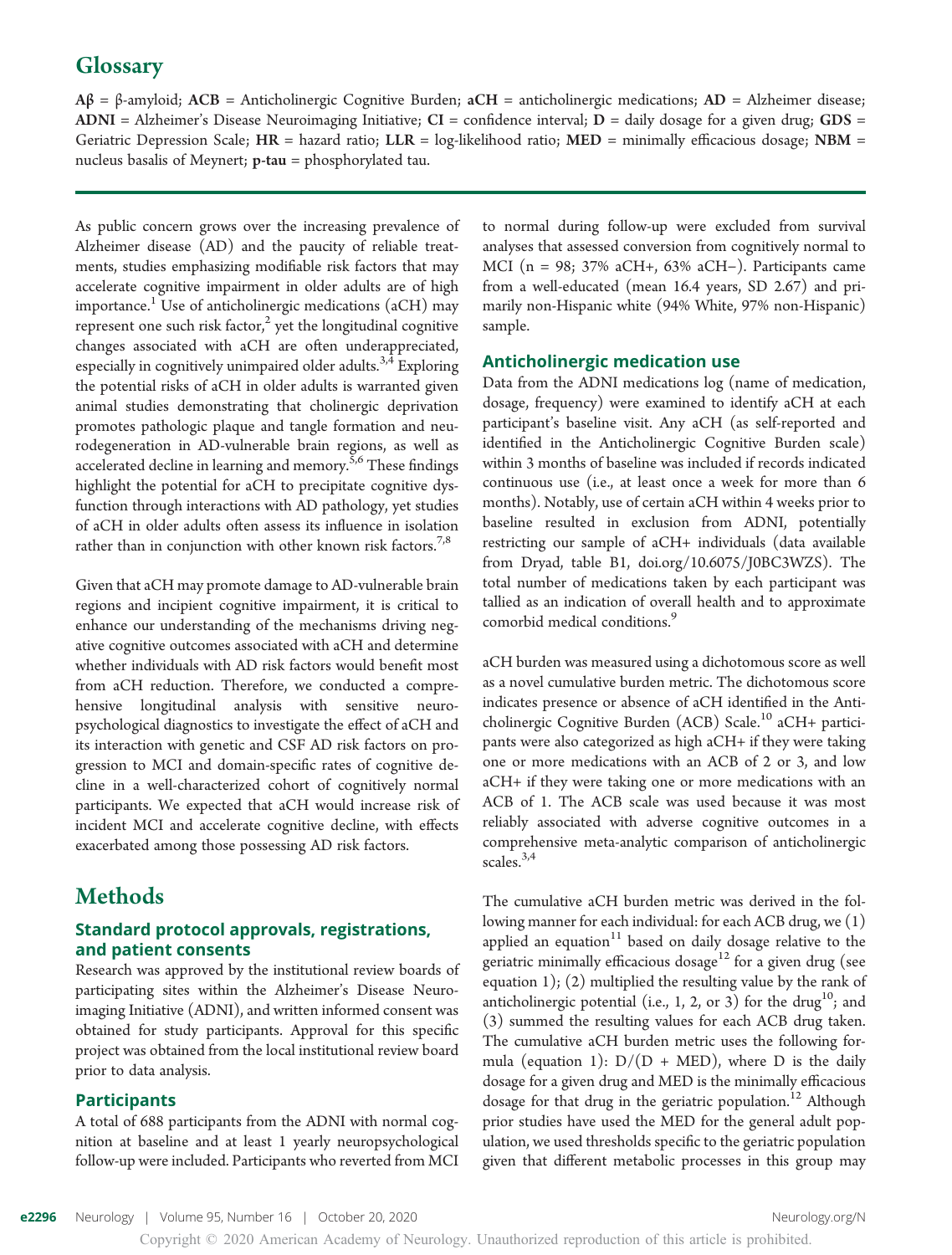## Glossary

**Aβ** = β-amyloid; **ACB** = Anticholinergic Cognitive Burden; **aCH** = anticholinergic medications; **AD** = Alzheimer disease; **ADNI** = Alzheimer's Disease Neuroimaging Initiative; **CI** = confidence interval; **D** = daily dosage for a given drug; **GDS** = Geriatric Depression Scale; **HR** = hazard ratio; **LLR** = log-likelihood ratio; **MED** = minimally efficacious dosage; **NBM** = nucleus basalis of Meynert; **p-tau** = phosphorylated tau.

As public concern grows over the increasing prevalence of Alzheimer disease (AD) and the paucity of reliable treatments, studies emphasizing modifiable risk factors that may accelerate cognitive impairment in older adults are of high importance.[1] Use of anticholinergic medications (aCH) may represent one such risk factor,[2] yet the longitudinal cognitive changes associated with aCH are often underappreciated, especially in cognitively unimpaired older adults.[3,4] Exploring the potential risks of aCH in older adults is warranted given animal studies demonstrating that cholinergic deprivation promotes pathologic plaque and tangle formation and neurodegeneration in AD-vulnerable brain regions, as well as accelerated decline in learning and memory.[5,6] These findings highlight the potential for aCH to precipitate cognitive dysfunction through interactions with AD pathology, yet studies of aCH in older adults often assess its influence in isolation rather than in conjunction with other known risk factors.[7,8]

Given that aCH may promote damage to AD-vulnerable brain regions and incipient cognitive impairment, it is critical to enhance our understanding of the mechanisms driving negative cognitive outcomes associated with aCH and determine whether individuals with AD risk factors would benefit most from aCH reduction. Therefore, we conducted a comprehensive longitudinal analysis with sensitive neuropsychological diagnostics to investigate the effect of aCH and its interaction with genetic and CSF AD risk factors on progression to MCI and domain-specific rates of cognitive decline in a well-characterized cohort of cognitively normal participants. We expected that aCH would increase risk of incident MCI and accelerate cognitive decline, with effects exacerbated among those possessing AD risk factors.

# Methods

### Standard protocol approvals, registrations, and patient consents

Research was approved by the institutional review boards of participating sites within the Alzheimer's Disease Neuroimaging Initiative (ADNI), and written informed consent was obtained for study participants. Approval for this specific project was obtained from the local institutional review board prior to data analysis.

### Participants

A total of 688 participants from the ADNI with normal cognition at baseline and at least 1 yearly neuropsychological follow-up were included. Participants who reverted from MCI to normal during follow-up were excluded from survival analyses that assessed conversion from cognitively normal to MCI (n = 98; 37% aCH+, 63% aCH−). Participants came from a well-educated (mean 16.4 years, SD 2.67) and primarily non-Hispanic white (94% White, 97% non-Hispanic) sample.

### Anticholinergic medication use

Data from the ADNI medications log (name of medication, dosage, frequency) were examined to identify aCH at each participant's baseline visit. Any aCH (as self-reported and identified in the Anticholinergic Cognitive Burden scale) within 3 months of baseline was included if records indicated continuous use (i.e., at least once a week for more than 6 months). Notably, use of certain aCH within 4 weeks prior to baseline resulted in exclusion from ADNI, potentially restricting our sample of aCH+ individuals (data available from Dryad, table B1, doi.org/10.6075/J0BC3WZS). The total number of medications taken by each participant was tallied as an indication of overall health and to approximate comorbid medical conditions.[9]

aCH burden was measured using a dichotomous score as well as a novel cumulative burden metric. The dichotomous score indicates presence or absence of aCH identified in the Anticholinergic Cognitive Burden (ACB) Scale.[10] aCH+ participants were also categorized as high aCH+ if they were taking one or more medications with an ACB of 2 or 3, and low aCH+ if they were taking one or more medications with an ACB of 1. The ACB scale was used because it was most reliably associated with adverse cognitive outcomes in a comprehensive meta-analytic comparison of anticholinergic scales.[3,4]

The cumulative aCH burden metric was derived in the following manner for each individual: for each ACB drug, we (1) applied an equation[11] based on daily dosage relative to the geriatric minimally efficacious dosage[12] for a given drug (see equation 1); (2) multiplied the resulting value by the rank of anticholinergic potential (i.e., 1, 2, or 3) for the drug[10]; and (3) summed the resulting values for each ACB drug taken. The cumulative aCH burden metric uses the following formula (equation 1): $D/(D + MED)$, where D is the daily dosage for a given drug and MED is the minimally efficacious dosage for that drug in the geriatric population.[12] Although prior studies have used the MED for the general adult population, we used thresholds specific to the geriatric population given that different metabolic processes in this group may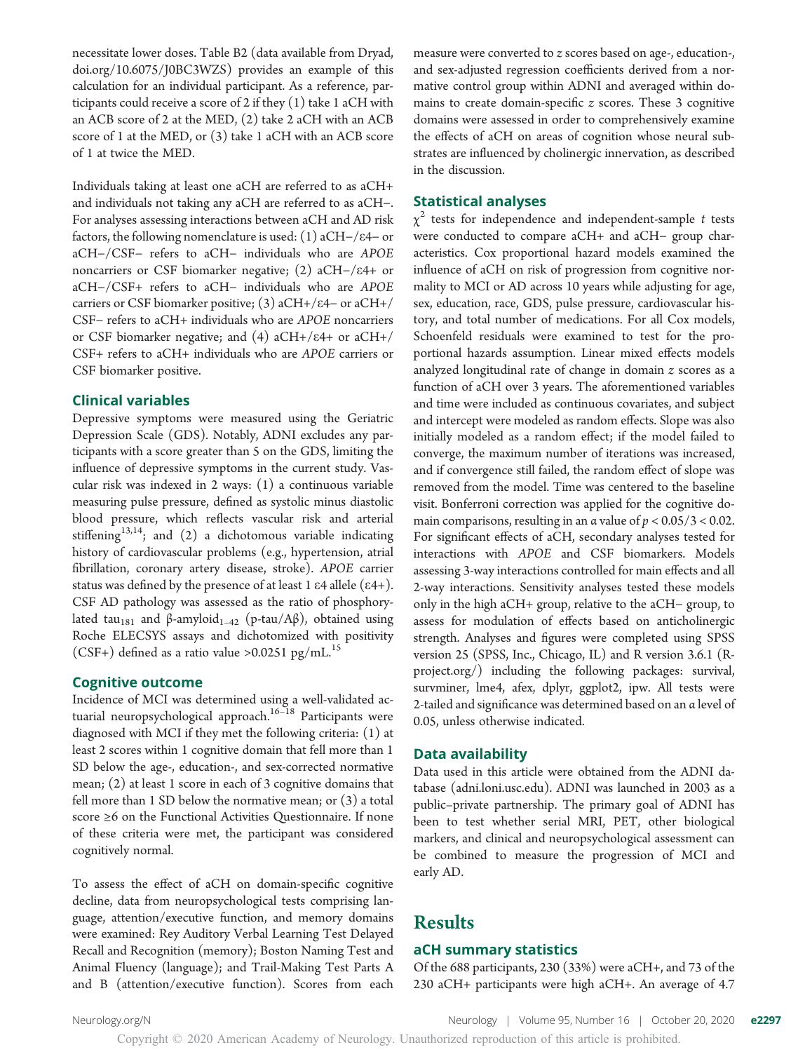necessitate lower doses. Table B2 (data available from Dryad, doi.org/10.6075/J0BC3WZS) provides an example of this calculation for an individual participant. As a reference, participants could receive a score of 2 if they (1) take 1 aCH with an ACB score of 2 at the MED, (2) take 2 aCH with an ACB score of 1 at the MED, or (3) take 1 aCH with an ACB score of 1 at twice the MED.

Individuals taking at least one aCH are referred to as aCH+ and individuals not taking any aCH are referred to as aCH−. For analyses assessing interactions between aCH and AD risk factors, the following nomenclature is used: (1) aCH−/ε4− or aCH−/CSF− refers to aCH− individuals who are *APOE* noncarriers or CSF biomarker negative; (2) aCH−/ε4+ or aCH−/CSF+ refers to aCH− individuals who are *APOE* carriers or CSF biomarker positive; (3) aCH+/ε4− or aCH+/CSF− refers to aCH+ individuals who are *APOE* noncarriers or CSF biomarker negative; and (4) aCH+/ε4+ or aCH+/CSF+ refers to aCH+ individuals who are *APOE* carriers or CSF biomarker positive.

### Clinical variables

Depressive symptoms were measured using the Geriatric Depression Scale (GDS). Notably, ADNI excludes any participants with a score greater than 5 on the GDS, limiting the influence of depressive symptoms in the current study. Vascular risk was indexed in 2 ways: (1) a continuous variable measuring pulse pressure, defined as systolic minus diastolic blood pressure, which reflects vascular risk and arterial stiffening[13,14]; and (2) a dichotomous variable indicating history of cardiovascular problems (e.g., hypertension, atrial fibrillation, coronary artery disease, stroke). *APOE* carrier status was defined by the presence of at least 1 ε4 allele (ε4+). CSF AD pathology was assessed as the ratio of phosphorylated $\text{tau}_{181}$ and β-$\text{amyloid}_{1-42}$ (p-tau/Aβ), obtained using Roche ELECSYS assays and dichotomized with positivity (CSF+) defined as a ratio value >0.0251 pg/mL.[15]

### Cognitive outcome

Incidence of MCI was determined using a well-validated actuarial neuropsychological approach.[16–18] Participants were diagnosed with MCI if they met the following criteria: (1) at least 2 scores within 1 cognitive domain that fell more than 1 SD below the age-, education-, and sex-corrected normative mean; (2) at least 1 score in each of 3 cognitive domains that fell more than 1 SD below the normative mean; or (3) a total score ≥6 on the Functional Activities Questionnaire. If none of these criteria were met, the participant was considered cognitively normal.

To assess the effect of aCH on domain-specific cognitive decline, data from neuropsychological tests comprising language, attention/executive function, and memory domains were examined: Rey Auditory Verbal Learning Test Delayed Recall and Recognition (memory); Boston Naming Test and Animal Fluency (language); and Trail-Making Test Parts A and B (attention/executive function). Scores from each measure were converted to *z* scores based on age-, education-, and sex-adjusted regression coefficients derived from a normative control group within ADNI and averaged within domains to create domain-specific *z* scores. These 3 cognitive domains were assessed in order to comprehensively examine the effects of aCH on areas of cognition whose neural substrates are influenced by cholinergic innervation, as described in the discussion.

### Statistical analyses

$\chi^2$ tests for independence and independent-sample *t* tests were conducted to compare aCH+ and aCH− group characteristics. Cox proportional hazard models examined the influence of aCH on risk of progression from cognitive normality to MCI or AD across 10 years while adjusting for age, sex, education, race, GDS, pulse pressure, cardiovascular history, and total number of medications. For all Cox models, Schoenfeld residuals were examined to test for the proportional hazards assumption. Linear mixed effects models analyzed longitudinal rate of change in domain *z* scores as a function of aCH over 3 years. The aforementioned variables and time were included as continuous covariates, and subject and intercept were modeled as random effects. Slope was also initially modeled as a random effect; if the model failed to converge, the maximum number of iterations was increased, and if convergence still failed, the random effect of slope was removed from the model. Time was centered to the baseline visit. Bonferroni correction was applied for the cognitive domain comparisons, resulting in an α value of $p < 0.05/3 < 0.02$. For significant effects of aCH, secondary analyses tested for interactions with *APOE* and CSF biomarkers. Models assessing 3-way interactions controlled for main effects and all 2-way interactions. Sensitivity analyses tested these models only in the high aCH+ group, relative to the aCH− group, to assess for modulation of effects based on anticholinergic strength. Analyses and figures were completed using SPSS version 25 (SPSS, Inc., Chicago, IL) and R version 3.6.1 (R-project.org/) including the following packages: survival, survminer, lme4, afex, dplyr, ggplot2, ipw. All tests were 2-tailed and significance was determined based on an α level of 0.05, unless otherwise indicated.

### Data availability

Data used in this article were obtained from the ADNI database (adni.loni.usc.edu). ADNI was launched in 2003 as a public–private partnership. The primary goal of ADNI has been to test whether serial MRI, PET, other biological markers, and clinical and neuropsychological assessment can be combined to measure the progression of MCI and early AD.

## Results

### aCH summary statistics

Of the 688 participants, 230 (33%) were aCH+, and 73 of the 230 aCH+ participants were high aCH+. An average of 4.7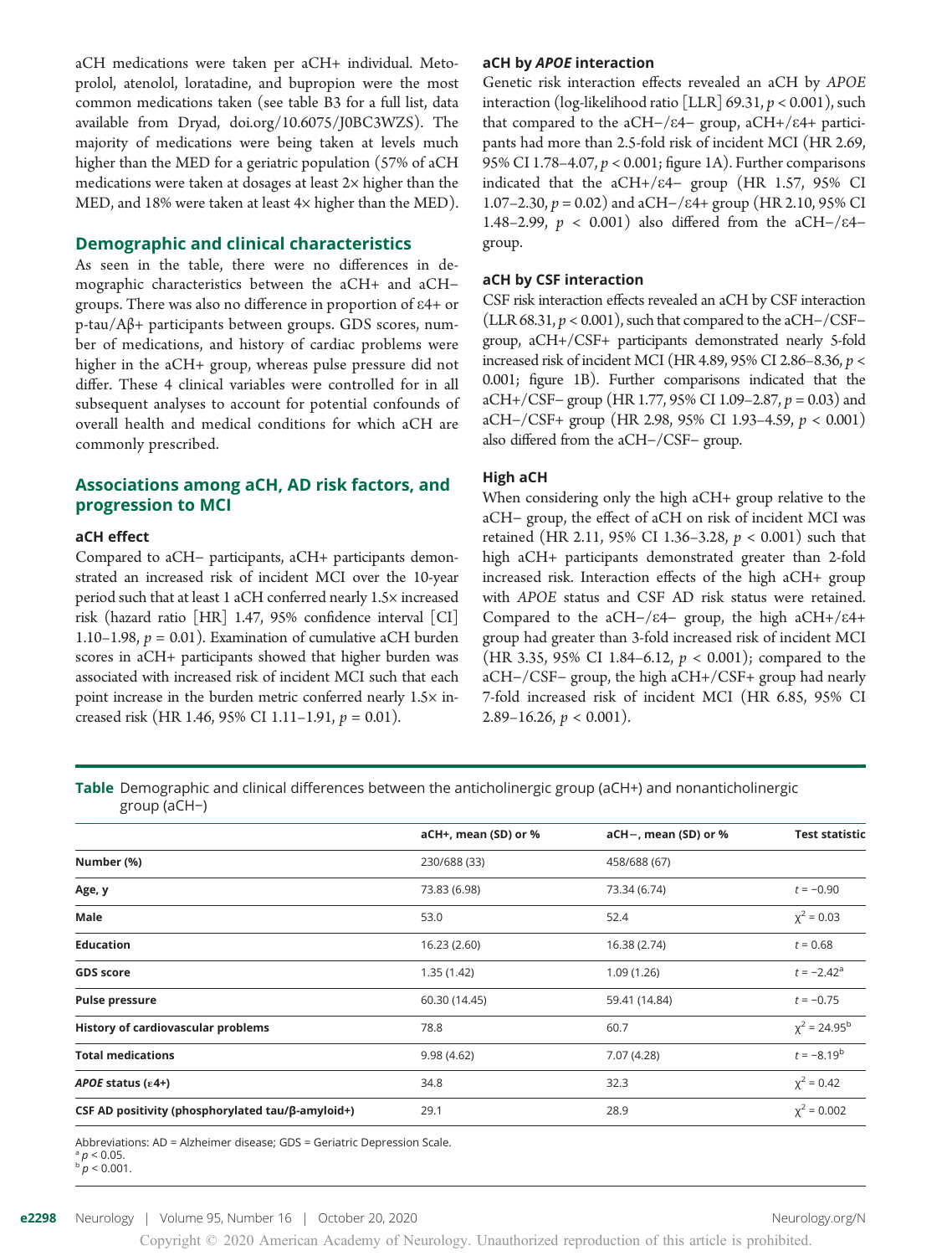aCH medications were taken per aCH+ individual. Metoprolol, atenolol, loratadine, and bupropion were the most common medications taken (see table B3 for a full list, data available from Dryad, doi.org/10.6075/J0BC3WZS). The majority of medications were being taken at levels much higher than the MED for a geriatric population (57% of aCH medications were taken at dosages at least 2× higher than the MED, and 18% were taken at least 4× higher than the MED).

## Demographic and clinical characteristics

As seen in the table, there were no differences in demographic characteristics between the aCH+ and aCH− groups. There was also no difference in proportion of ε4+ or p-tau/Aβ+ participants between groups. GDS scores, number of medications, and history of cardiac problems were higher in the aCH+ group, whereas pulse pressure did not differ. These 4 clinical variables were controlled for in all subsequent analyses to account for potential confounds of overall health and medical conditions for which aCH are commonly prescribed.

## Associations among aCH, AD risk factors, and progression to MCI

### aCH effect

Compared to aCH− participants, aCH+ participants demonstrated an increased risk of incident MCI over the 10-year period such that at least 1 aCH conferred nearly 1.5× increased risk (hazard ratio [HR] 1.47, 95% confidence interval [CI] 1.10–1.98, $p = 0.01$). Examination of cumulative aCH burden scores in aCH+ participants showed that higher burden was associated with increased risk of incident MCI such that each point increase in the burden metric conferred nearly 1.5× increased risk (HR 1.46, 95% CI 1.11–1.91, $p = 0.01$).

### aCH by *APOE* interaction

Genetic risk interaction effects revealed an aCH by *APOE* interaction (log-likelihood ratio [LLR] 69.31, $p < 0.001$), such that compared to the aCH−/ε4− group, aCH+/ε4+ participants had more than 2.5-fold risk of incident MCI (HR 2.69, 95% CI 1.78–4.07, $p < 0.001$; figure 1A). Further comparisons indicated that the aCH+/ε4− group (HR 1.57, 95% CI 1.07–2.30, $p = 0.02$) and aCH−/ε4+ group (HR 2.10, 95% CI 1.48–2.99, $p < 0.001$) also differed from the aCH−/ε4− group.

### aCH by CSF interaction

CSF risk interaction effects revealed an aCH by CSF interaction (LLR 68.31, $p < 0.001$), such that compared to the aCH−/CSF− group, aCH+/CSF+ participants demonstrated nearly 5-fold increased risk of incident MCI (HR 4.89, 95% CI 2.86–8.36, $p < 0.001$; figure 1B). Further comparisons indicated that the aCH+/CSF− group (HR 1.77, 95% CI 1.09–2.87, $p = 0.03$) and aCH−/CSF+ group (HR 2.98, 95% CI 1.93–4.59, $p < 0.001$) also differed from the aCH−/CSF− group.

### High aCH

When considering only the high aCH+ group relative to the aCH− group, the effect of aCH on risk of incident MCI was retained (HR 2.11, 95% CI 1.36–3.28, $p < 0.001$) such that high aCH+ participants demonstrated greater than 2-fold increased risk. Interaction effects of the high aCH+ group with *APOE* status and CSF AD risk status were retained. Compared to the aCH−/ε4− group, the high aCH+/ε4+ group had greater than 3-fold increased risk of incident MCI (HR 3.35, 95% CI 1.84–6.12, $p < 0.001$); compared to the aCH−/CSF− group, the high aCH+/CSF+ group had nearly 7-fold increased risk of incident MCI (HR 6.85, 95% CI 2.89–16.26, $p < 0.001$).

**Table** Demographic and clinical differences between the anticholinergic group (aCH+) and nonanticholinergic group (aCH−)

| | aCH+, mean (SD) or % | aCH−, mean (SD) or % | Test statistic |
|---|---|---|---|
| **Number (%)** | 230/688 (33) | 458/688 (67) | |
| **Age, y** | 73.83 (6.98) | 73.34 (6.74) | $t = -0.90$ |
| **Male** | 53.0 | 52.4 | $\chi^2 = 0.03$ |
| **Education** | 16.23 (2.60) | 16.38 (2.74) | $t = 0.68$ |
| **GDS score** | 1.35 (1.42) | 1.09 (1.26) | $t = -2.42$[a] |
| **Pulse pressure** | 60.30 (14.45) | 59.41 (14.84) | $t = -0.75$ |
| **History of cardiovascular problems** | 78.8 | 60.7 | $\chi^2 = 24.95$[b] |
| **Total medications** | 9.98 (4.62) | 7.07 (4.28) | $t = -8.19$[b] |
| ***APOE* status (ε4+)** | 34.8 | 32.3 | $\chi^2 = 0.42$ |
| **CSF AD positivity (phosphorylated tau/β-amyloid+)** | 29.1 | 28.9 | $\chi^2 = 0.002$ |

Abbreviations: AD = Alzheimer disease; GDS = Geriatric Depression Scale.
[a] $p < 0.05$.
[b] $p < 0.001$.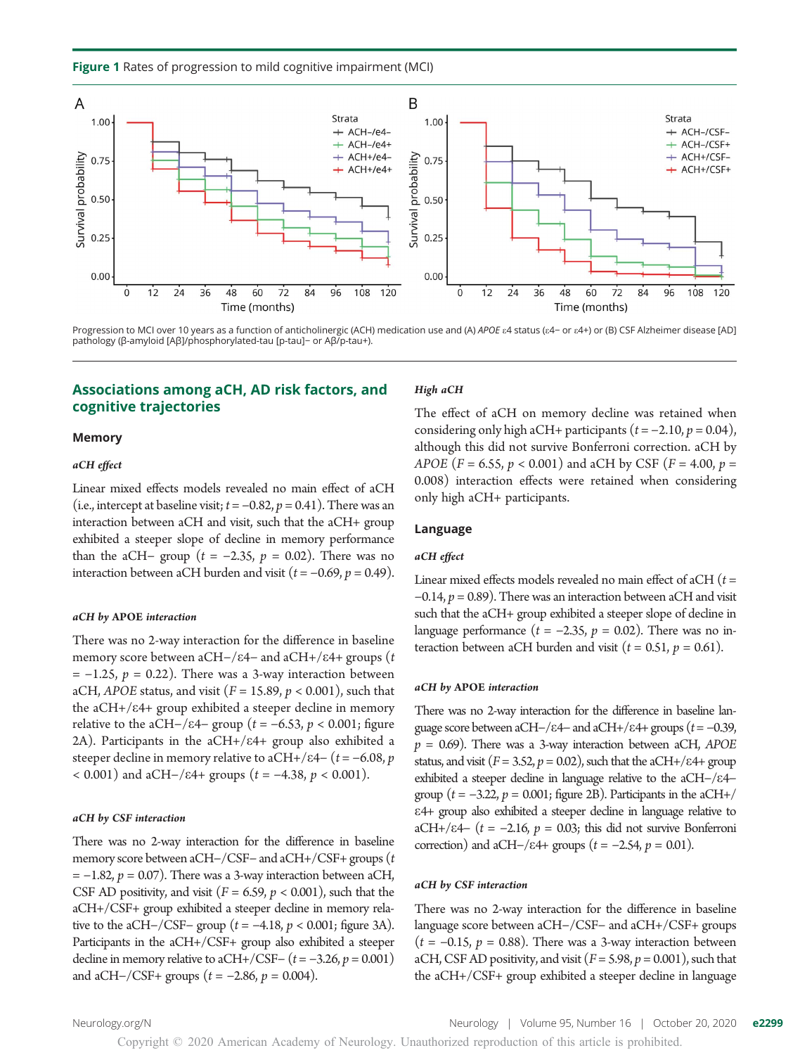**Figure 1** Rates of progression to mild cognitive impairment (MCI)

Progression to MCI over 10 years as a function of anticholinergic (ACH) medication use and (A) *APOE* ε4 status (ε4− or ε4+) or (B) CSF Alzheimer disease [AD] pathology (β-amyloid [Aβ]/phosphorylated-tau [p-tau]− or Aβ/p-tau+).

## Associations among aCH, AD risk factors, and cognitive trajectories

### Memory

#### *aCH effect*

Linear mixed effects models revealed no main effect of aCH (i.e., intercept at baseline visit; $t = -0.82$, $p = 0.41$). There was an interaction between aCH and visit, such that the aCH+ group exhibited a steeper slope of decline in memory performance than the aCH− group ($t = -2.35$, $p = 0.02$). There was no interaction between aCH burden and visit ($t = -0.69$, $p = 0.49$).

#### *aCH by* APOE *interaction*

There was no 2-way interaction for the difference in baseline memory score between aCH−/ε4− and aCH+/ε4+ groups ($t = -1.25$, $p = 0.22$). There was a 3-way interaction between aCH, *APOE* status, and visit ($F = 15.89$, $p < 0.001$), such that the aCH+/ε4+ group exhibited a steeper decline in memory relative to the aCH−/ε4− group ($t = -6.53$, $p < 0.001$; figure 2A). Participants in the aCH+/ε4+ group also exhibited a steeper decline in memory relative to aCH+/ε4− ($t = -6.08$, $p < 0.001$) and aCH−/ε4+ groups ($t = -4.38$, $p < 0.001$).

#### *aCH by CSF interaction*

There was no 2-way interaction for the difference in baseline memory score between aCH−/CSF− and aCH+/CSF+ groups ($t = -1.82$, $p = 0.07$). There was a 3-way interaction between aCH, CSF AD positivity, and visit ($F = 6.59$, $p < 0.001$), such that the aCH+/CSF+ group exhibited a steeper decline in memory relative to the aCH−/CSF− group ($t = -4.18$, $p < 0.001$; figure 3A). Participants in the aCH+/CSF+ group also exhibited a steeper decline in memory relative to aCH+/CSF− ($t = -3.26$, $p = 0.001$) and aCH−/CSF+ groups ($t = -2.86$, $p = 0.004$).

#### *High aCH*

The effect of aCH on memory decline was retained when considering only high aCH+ participants ($t = -2.10$, $p = 0.04$), although this did not survive Bonferroni correction. aCH by *APOE* ($F = 6.55$, $p < 0.001$) and aCH by CSF ($F = 4.00$, $p = 0.008$) interaction effects were retained when considering only high aCH+ participants.

### Language

#### *aCH effect*

Linear mixed effects models revealed no main effect of aCH ($t = -0.14$, $p = 0.89$). There was an interaction between aCH and visit such that the aCH+ group exhibited a steeper slope of decline in language performance ($t = -2.35$, $p = 0.02$). There was no interaction between aCH burden and visit ($t = 0.51$, $p = 0.61$).

#### *aCH by* APOE *interaction*

There was no 2-way interaction for the difference in baseline language score between aCH−/ε4− and aCH+/ε4+ groups ($t = -0.39$, $p = 0.69$). There was a 3-way interaction between aCH, *APOE* status, and visit ($F = 3.52$, $p = 0.02$), such that the aCH+/ε4+ group exhibited a steeper decline in language relative to the aCH−/ε4− group ($t = -3.22$, $p = 0.001$; figure 2B). Participants in the aCH+/ε4+ group also exhibited a steeper decline in language relative to aCH+/ε4− ($t = -2.16$, $p = 0.03$; this did not survive Bonferroni correction) and aCH−/ε4+ groups ($t = -2.54$, $p = 0.01$).

#### *aCH by CSF interaction*

There was no 2-way interaction for the difference in baseline language score between aCH−/CSF− and aCH+/CSF+ groups ($t = -0.15$, $p = 0.88$). There was a 3-way interaction between aCH, CSF AD positivity, and visit ($F = 5.98$, $p = 0.001$), such that the aCH+/CSF+ group exhibited a steeper decline in language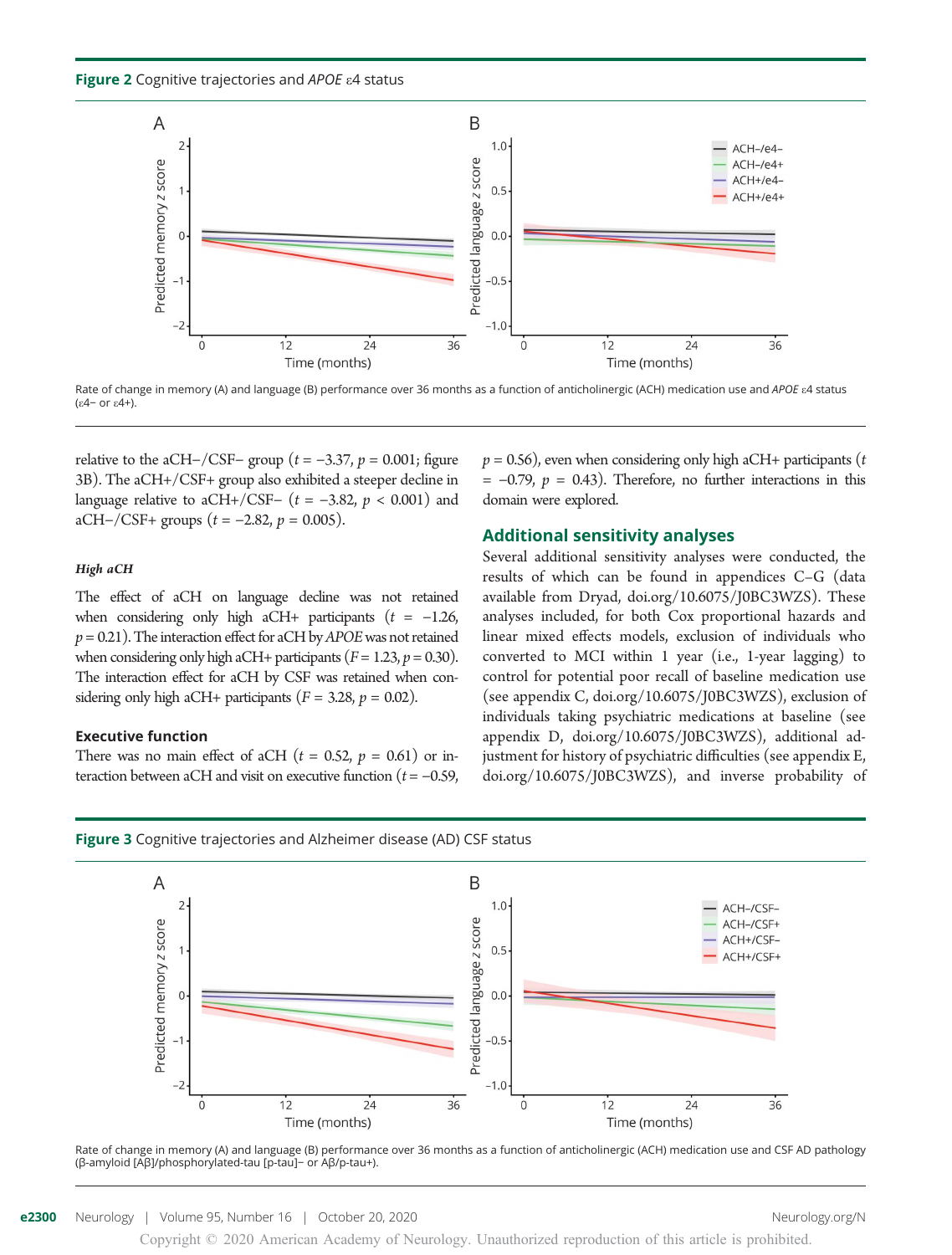**Figure 2** Cognitive trajectories and *APOE* ε4 status

Rate of change in memory (A) and language (B) performance over 36 months as a function of anticholinergic (ACH) medication use and *APOE* ε4 status (ε4− or ε4+).

relative to the aCH−/CSF− group ($t = -3.37$, $p = 0.001$; figure 3B). The aCH+/CSF+ group also exhibited a steeper decline in language relative to aCH+/CSF− ($t = -3.82$, $p < 0.001$) and aCH−/CSF+ groups ($t = -2.82$, $p = 0.005$).

#### *High aCH*

The effect of aCH on language decline was not retained when considering only high aCH+ participants ($t = -1.26$, $p = 0.21$). The interaction effect for aCH by *APOE* was not retained when considering only high aCH+ participants ($F = 1.23$, $p = 0.30$). The interaction effect for aCH by CSF was retained when considering only high aCH+ participants ($F = 3.28$, $p = 0.02$).

### Executive function

There was no main effect of aCH ($t = 0.52$, $p = 0.61$) or interaction between aCH and visit on executive function ($t = -0.59$, $p = 0.56$), even when considering only high aCH+ participants ($t = -0.79$, $p = 0.43$). Therefore, no further interactions in this domain were explored.

## Additional sensitivity analyses

Several additional sensitivity analyses were conducted, the results of which can be found in appendices C–G (data available from Dryad, doi.org/10.6075/J0BC3WZS). These analyses included, for both Cox proportional hazards and linear mixed effects models, exclusion of individuals who converted to MCI within 1 year (i.e., 1-year lagging) to control for potential poor recall of baseline medication use (see appendix C, doi.org/10.6075/J0BC3WZS), exclusion of individuals taking psychiatric medications at baseline (see appendix D, doi.org/10.6075/J0BC3WZS), additional adjustment for history of psychiatric difficulties (see appendix E, doi.org/10.6075/J0BC3WZS), and inverse probability of

**Figure 3** Cognitive trajectories and Alzheimer disease (AD) CSF status

Rate of change in memory (A) and language (B) performance over 36 months as a function of anticholinergic (ACH) medication use and CSF AD pathology (β-amyloid [Aβ]/phosphorylated-tau [p-tau]− or Aβ/p-tau+).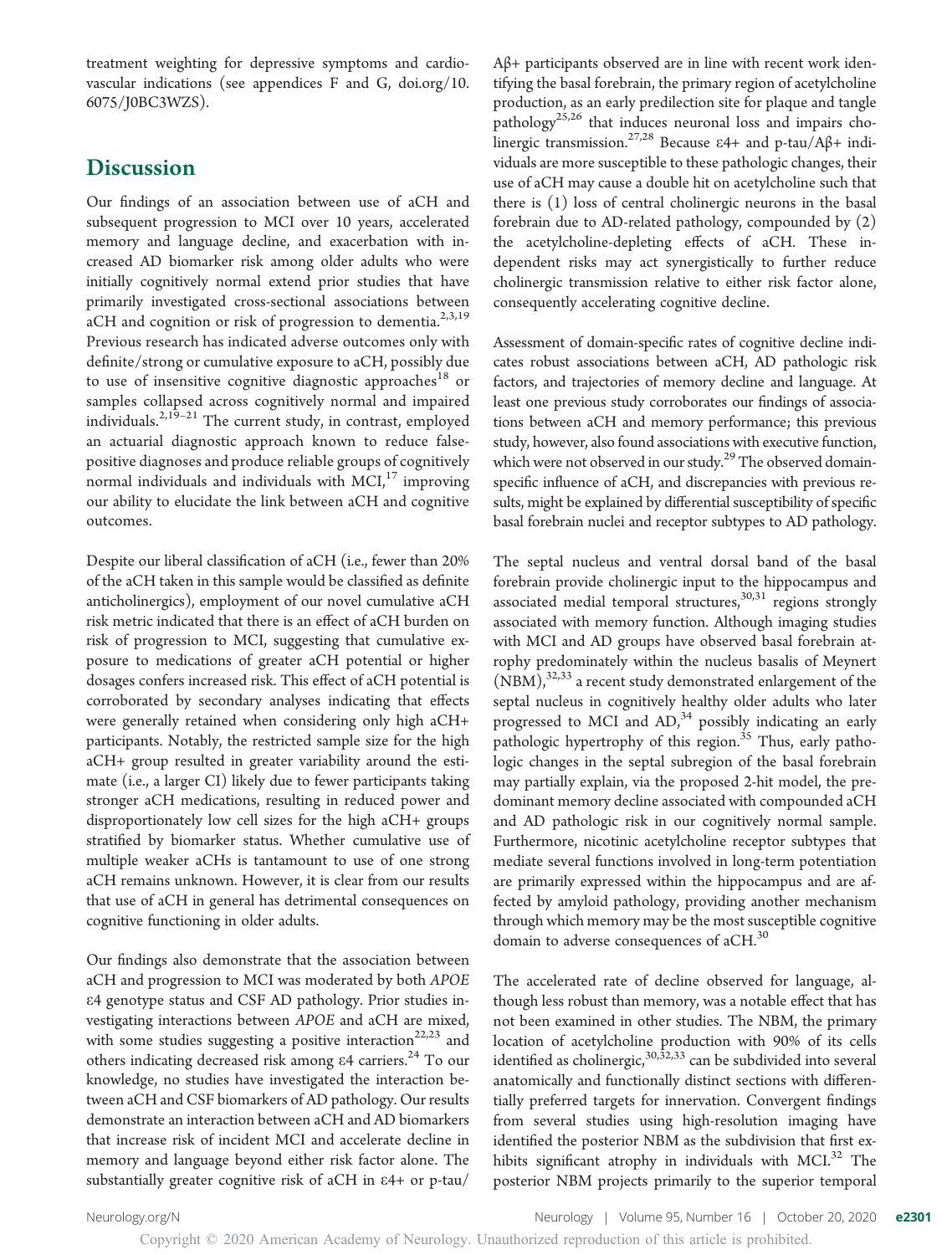treatment weighting for depressive symptoms and cardiovascular indications (see appendices F and G, doi.org/10.6075/J0BC3WZS).

## Discussion

Our findings of an association between use of aCH and subsequent progression to MCI over 10 years, accelerated memory and language decline, and exacerbation with increased AD biomarker risk among older adults who were initially cognitively normal extend prior studies that have primarily investigated cross-sectional associations between aCH and cognition or risk of progression to dementia.[2,3,19] Previous research has indicated adverse outcomes only with definite/strong or cumulative exposure to aCH, possibly due to use of insensitive cognitive diagnostic approaches[18] or samples collapsed across cognitively normal and impaired individuals.[2,19–21] The current study, in contrast, employed an actuarial diagnostic approach known to reduce false-positive diagnoses and produce reliable groups of cognitively normal individuals and individuals with MCI,[17] improving our ability to elucidate the link between aCH and cognitive outcomes.

Despite our liberal classification of aCH (i.e., fewer than 20% of the aCH taken in this sample would be classified as definite anticholinergics), employment of our novel cumulative aCH risk metric indicated that there is an effect of aCH burden on risk of progression to MCI, suggesting that cumulative exposure to medications of greater aCH potential or higher dosages confers increased risk. This effect of aCH potential is corroborated by secondary analyses indicating that effects were generally retained when considering only high aCH+ participants. Notably, the restricted sample size for the high aCH+ group resulted in greater variability around the estimate (i.e., a larger CI) likely due to fewer participants taking stronger aCH medications, resulting in reduced power and disproportionately low cell sizes for the high aCH+ groups stratified by biomarker status. Whether cumulative use of multiple weaker aCHs is tantamount to use of one strong aCH remains unknown. However, it is clear from our results that use of aCH in general has detrimental consequences on cognitive functioning in older adults.

Our findings also demonstrate that the association between aCH and progression to MCI was moderated by both *APOE* ε4 genotype status and CSF AD pathology. Prior studies investigating interactions between *APOE* and aCH are mixed, with some studies suggesting a positive interaction[22,23] and others indicating decreased risk among ε4 carriers.[24] To our knowledge, no studies have investigated the interaction between aCH and CSF biomarkers of AD pathology. Our results demonstrate an interaction between aCH and AD biomarkers that increase risk of incident MCI and accelerate decline in memory and language beyond either risk factor alone. The substantially greater cognitive risk of aCH in ε4+ or p-tau/Aβ+ participants observed are in line with recent work identifying the basal forebrain, the primary region of acetylcholine production, as an early predilection site for plaque and tangle pathology[25,26] that induces neuronal loss and impairs cholinergic transmission.[27,28] Because ε4+ and p-tau/Aβ+ individuals are more susceptible to these pathologic changes, their use of aCH may cause a double hit on acetylcholine such that there is (1) loss of central cholinergic neurons in the basal forebrain due to AD-related pathology, compounded by (2) the acetylcholine-depleting effects of aCH. These independent risks may act synergistically to further reduce cholinergic transmission relative to either risk factor alone, consequently accelerating cognitive decline.

Assessment of domain-specific rates of cognitive decline indicates robust associations between aCH, AD pathologic risk factors, and trajectories of memory decline and language. At least one previous study corroborates our findings of associations between aCH and memory performance; this previous study, however, also found associations with executive function, which were not observed in our study.[29] The observed domain-specific influence of aCH, and discrepancies with previous results, might be explained by differential susceptibility of specific basal forebrain nuclei and receptor subtypes to AD pathology.

The septal nucleus and ventral dorsal band of the basal forebrain provide cholinergic input to the hippocampus and associated medial temporal structures,[30,31] regions strongly associated with memory function. Although imaging studies with MCI and AD groups have observed basal forebrain atrophy predominately within the nucleus basalis of Meynert (NBM),[32,33] a recent study demonstrated enlargement of the septal nucleus in cognitively healthy older adults who later progressed to MCI and AD,[34] possibly indicating an early pathologic hypertrophy of this region.[35] Thus, early pathologic changes in the septal subregion of the basal forebrain may partially explain, via the proposed 2-hit model, the predominant memory decline associated with compounded aCH and AD pathologic risk in our cognitively normal sample. Furthermore, nicotinic acetylcholine receptor subtypes that mediate several functions involved in long-term potentiation are primarily expressed within the hippocampus and are affected by amyloid pathology, providing another mechanism through which memory may be the most susceptible cognitive domain to adverse consequences of aCH.[30]

The accelerated rate of decline observed for language, although less robust than memory, was a notable effect that has not been examined in other studies. The NBM, the primary location of acetylcholine production with 90% of its cells identified as cholinergic,[30,32,33] can be subdivided into several anatomically and functionally distinct sections with differentially preferred targets for innervation. Convergent findings from several studies using high-resolution imaging have identified the posterior NBM as the subdivision that first exhibits significant atrophy in individuals with MCI.[32] The posterior NBM projects primarily to the superior temporal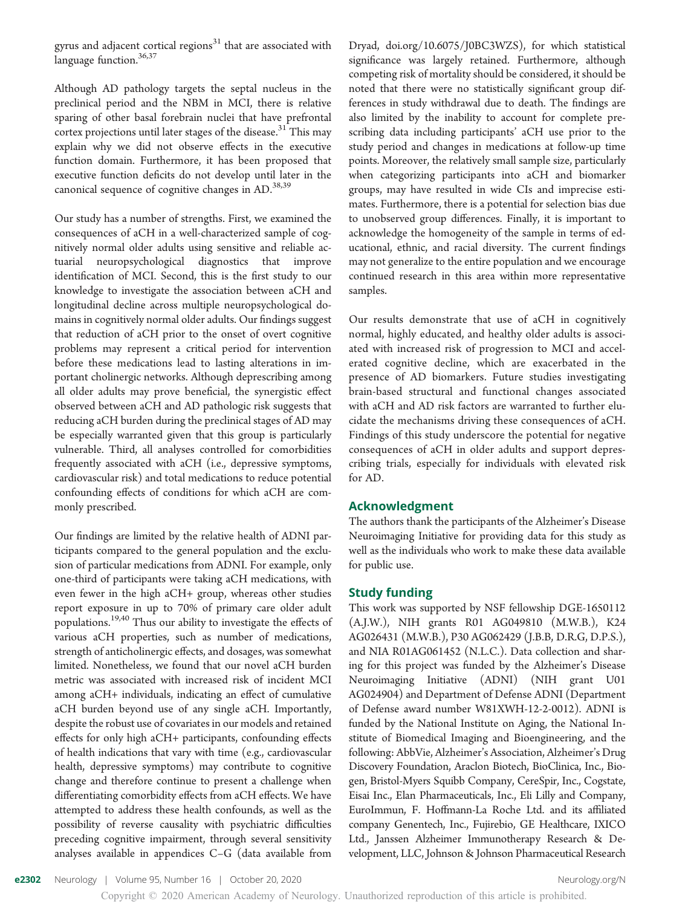gyrus and adjacent cortical regions[31] that are associated with language function.[36,37]

Although AD pathology targets the septal nucleus in the preclinical period and the NBM in MCI, there is relative sparing of other basal forebrain nuclei that have prefrontal cortex projections until later stages of the disease.[31] This may explain why we did not observe effects in the executive function domain. Furthermore, it has been proposed that executive function deficits do not develop until later in the canonical sequence of cognitive changes in AD.[38,39]

Our study has a number of strengths. First, we examined the consequences of aCH in a well-characterized sample of cognitively normal older adults using sensitive and reliable actuarial neuropsychological diagnostics that improve identification of MCI. Second, this is the first study to our knowledge to investigate the association between aCH and longitudinal decline across multiple neuropsychological domains in cognitively normal older adults. Our findings suggest that reduction of aCH prior to the onset of overt cognitive problems may represent a critical period for intervention before these medications lead to lasting alterations in important cholinergic networks. Although deprescribing among all older adults may prove beneficial, the synergistic effect observed between aCH and AD pathologic risk suggests that reducing aCH burden during the preclinical stages of AD may be especially warranted given that this group is particularly vulnerable. Third, all analyses controlled for comorbidities frequently associated with aCH (i.e., depressive symptoms, cardiovascular risk) and total medications to reduce potential confounding effects of conditions for which aCH are commonly prescribed.

Our findings are limited by the relative health of ADNI participants compared to the general population and the exclusion of particular medications from ADNI. For example, only one-third of participants were taking aCH medications, with even fewer in the high aCH+ group, whereas other studies report exposure in up to 70% of primary care older adult populations.[19,40] Thus our ability to investigate the effects of various aCH properties, such as number of medications, strength of anticholinergic effects, and dosages, was somewhat limited. Nonetheless, we found that our novel aCH burden metric was associated with increased risk of incident MCI among aCH+ individuals, indicating an effect of cumulative aCH burden beyond use of any single aCH. Importantly, despite the robust use of covariates in our models and retained effects for only high aCH+ participants, confounding effects of health indications that vary with time (e.g., cardiovascular health, depressive symptoms) may contribute to cognitive change and therefore continue to present a challenge when differentiating comorbidity effects from aCH effects. We have attempted to address these health confounds, as well as the possibility of reverse causality with psychiatric difficulties preceding cognitive impairment, through several sensitivity analyses available in appendices C–G (data available from Dryad, doi.org/10.6075/J0BC3WZS), for which statistical significance was largely retained. Furthermore, although competing risk of mortality should be considered, it should be noted that there were no statistically significant group differences in study withdrawal due to death. The findings are also limited by the inability to account for complete prescribing data including participants' aCH use prior to the study period and changes in medications at follow-up time points. Moreover, the relatively small sample size, particularly when categorizing participants into aCH and biomarker groups, may have resulted in wide CIs and imprecise estimates. Furthermore, there is a potential for selection bias due to unobserved group differences. Finally, it is important to acknowledge the homogeneity of the sample in terms of educational, ethnic, and racial diversity. The current findings may not generalize to the entire population and we encourage continued research in this area within more representative samples.

Our results demonstrate that use of aCH in cognitively normal, highly educated, and healthy older adults is associated with increased risk of progression to MCI and accelerated cognitive decline, which are exacerbated in the presence of AD biomarkers. Future studies investigating brain-based structural and functional changes associated with aCH and AD risk factors are warranted to further elucidate the mechanisms driving these consequences of aCH. Findings of this study underscore the potential for negative consequences of aCH in older adults and support deprescribing trials, especially for individuals with elevated risk for AD.

## Acknowledgment

The authors thank the participants of the Alzheimer's Disease Neuroimaging Initiative for providing data for this study as well as the individuals who work to make these data available for public use.

## Study funding

This work was supported by NSF fellowship DGE-1650112 (A.J.W.), NIH grants R01 AG049810 (M.W.B.), K24 AG026431 (M.W.B.), P30 AG062429 (J.B.B, D.R.G, D.P.S.), and NIA R01AG061452 (N.L.C.). Data collection and sharing for this project was funded by the Alzheimer's Disease Neuroimaging Initiative (ADNI) (NIH grant U01 AG024904) and Department of Defense ADNI (Department of Defense award number W81XWH-12-2-0012). ADNI is funded by the National Institute on Aging, the National Institute of Biomedical Imaging and Bioengineering, and the following: AbbVie, Alzheimer's Association, Alzheimer's Drug Discovery Foundation, Araclon Biotech, BioClinica, Inc., Biogen, Bristol-Myers Squibb Company, CereSpir, Inc., Cogstate, Eisai Inc., Elan Pharmaceuticals, Inc., Eli Lilly and Company, EuroImmun, F. Hoffmann-La Roche Ltd. and its affiliated company Genentech, Inc., Fujirebio, GE Healthcare, IXICO Ltd., Janssen Alzheimer Immunotherapy Research & Development, LLC, Johnson & Johnson Pharmaceutical Research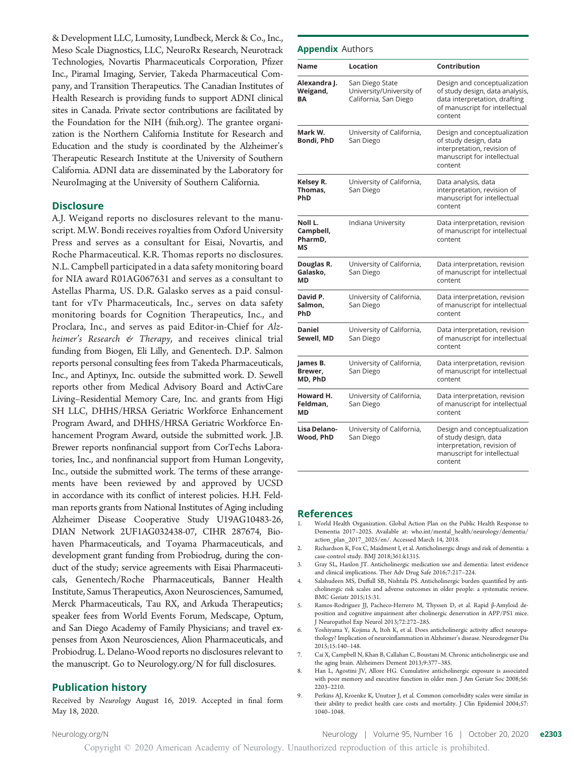& Development LLC, Lumosity, Lundbeck, Merck & Co., Inc., Meso Scale Diagnostics, LLC, NeuroRx Research, Neurotrack Technologies, Novartis Pharmaceuticals Corporation, Pfizer Inc., Piramal Imaging, Servier, Takeda Pharmaceutical Company, and Transition Therapeutics. The Canadian Institutes of Health Research is providing funds to support ADNI clinical sites in Canada. Private sector contributions are facilitated by the Foundation for the NIH (fnih.org). The grantee organization is the Northern California Institute for Research and Education and the study is coordinated by the Alzheimer's Therapeutic Research Institute at the University of Southern California. ADNI data are disseminated by the Laboratory for NeuroImaging at the University of Southern California.

## Disclosure

A.J. Weigand reports no disclosures relevant to the manuscript. M.W. Bondi receives royalties from Oxford University Press and serves as a consultant for Eisai, Novartis, and Roche Pharmaceutical. K.R. Thomas reports no disclosures. N.L. Campbell participated in a data safety monitoring board for NIA award R01AG067631 and serves as a consultant to Astellas Pharma, US. D.R. Galasko serves as a paid consultant for vTv Pharmaceuticals, Inc., serves on data safety monitoring boards for Cognition Therapeutics, Inc., and Proclara, Inc., and serves as paid Editor-in-Chief for *Alzheimer's Research & Therapy*, and receives clinical trial funding from Biogen, Eli Lilly, and Genentech. D.P. Salmon reports personal consulting fees from Takeda Pharmaceuticals, Inc., and Aptinyx, Inc. outside the submitted work. D. Sewell reports other from Medical Advisory Board and ActivCare Living–Residential Memory Care, Inc. and grants from Higi SH LLC, DHHS/HRSA Geriatric Workforce Enhancement Program Award, and DHHS/HRSA Geriatric Workforce Enhancement Program Award, outside the submitted work. J.B. Brewer reports nonfinancial support from CorTechs Laboratories, Inc., and nonfinancial support from Human Longevity, Inc., outside the submitted work. The terms of these arrangements have been reviewed by and approved by UCSD in accordance with its conflict of interest policies. H.H. Feldman reports grants from National Institutes of Aging including Alzheimer Disease Cooperative Study U19AG10483-26, DIAN Network 2UF1AG032438-07, CIHR 287674, Biohaven Pharmaceuticals, and Toyama Pharmaceuticals, and development grant funding from Probiodrug, during the conduct of the study; service agreements with Eisai Pharmaceuticals, Genentech/Roche Pharmaceuticals, Banner Health Institute, Samus Therapeutics, Axon Neurosciences, Samumed, Merck Pharmaceuticals, Tau RX, and Arkuda Therapeutics; speaker fees from World Events Forum, Medscape, Optum, and San Diego Academy of Family Physicians; and travel expenses from Axon Neurosciences, Alion Pharmaceuticals, and Probiodrug. L. Delano-Wood reports no disclosures relevant to the manuscript. Go to Neurology.org/N for full disclosures.

## Publication history

Received by *Neurology* August 16, 2019. Accepted in final form May 18, 2020.

## Appendix Authors

| Name | Location | Contribution |
|---|---|---|
| **Alexandra J. Weigand, BA** | San Diego State University/University of California, San Diego | Design and conceptualization of study design, data analysis, data interpretation, drafting of manuscript for intellectual content |
| **Mark W. Bondi, PhD** | University of California, San Diego | Design and conceptualization of study design, data interpretation, revision of manuscript for intellectual content |
| **Kelsey R. Thomas, PhD** | University of California, San Diego | Data analysis, data interpretation, revision of manuscript for intellectual content |
| **Noll L. Campbell, PharmD, MS** | Indiana University | Data interpretation, revision of manuscript for intellectual content |
| **Douglas R. Galasko, MD** | University of California, San Diego | Data interpretation, revision of manuscript for intellectual content |
| **David P. Salmon, PhD** | University of California, San Diego | Data interpretation, revision of manuscript for intellectual content |
| **Daniel Sewell, MD** | University of California, San Diego | Data interpretation, revision of manuscript for intellectual content |
| **James B. Brewer, MD, PhD** | University of California, San Diego | Data interpretation, revision of manuscript for intellectual content |
| **Howard H. Feldman, MD** | University of California, San Diego | Data interpretation, revision of manuscript for intellectual content |
| **Lisa Delano-Wood, PhD** | University of California, San Diego | Design and conceptualization of study design, data interpretation, revision of manuscript for intellectual content |

## References

1. World Health Organization. Global Action Plan on the Public Health Response to Dementia 2017–2025. Available at: who.int/mental_health/neurology/dementia/action_plan_2017_2025/en/. Accessed March 14, 2018.
2. Richardson K, Fox C, Maidment I, et al. Anticholinergic drugs and risk of dementia: a case-control study. BMJ 2018;361:k1315.
3. Gray SL, Hanlon JT. Anticholinergic medication use and dementia: latest evidence and clinical implications. Ther Adv Drug Safe 2016;7:217–224.
4. Salahudeen MS, Duffull SB, Nishtala PS. Anticholinergic burden quantified by anticholinergic risk scales and adverse outcomes in older people: a systematic review. BMC Geriatr 2015;15:31.
5. Ramos-Rodriguez JJ, Pacheco-Herrero M, Thyssen D, et al. Rapid β-Amyloid deposition and cognitive impairment after cholinergic denervation in APP/PS1 mice. J Neuropathol Exp Neurol 2013;72:272–285.
6. Yoshiyama Y, Kojima A, Itoh K, et al. Does anticholinergic activity affect neuropathology? Implication of neuroinflammation in Alzheimer's disease. Neurodegener Dis 2015;15:140–148.
7. Cai X, Campbell N, Khan B, Callahan C, Boustani M. Chronic anticholinergic use and the aging brain. Alzheimers Dement 2013;9:377–385.
8. Han L, Agostini JV, Allore HG. Cumulative anticholinergic exposure is associated with poor memory and executive function in older men. J Am Geriatr Soc 2008;56:2203–2210.
9. Perkins AJ, Kroenke K, Unutzer J, et al. Common comorbidity scales were similar in their ability to predict health care costs and mortality. J Clin Epidemiol 2004;57:1040–1048.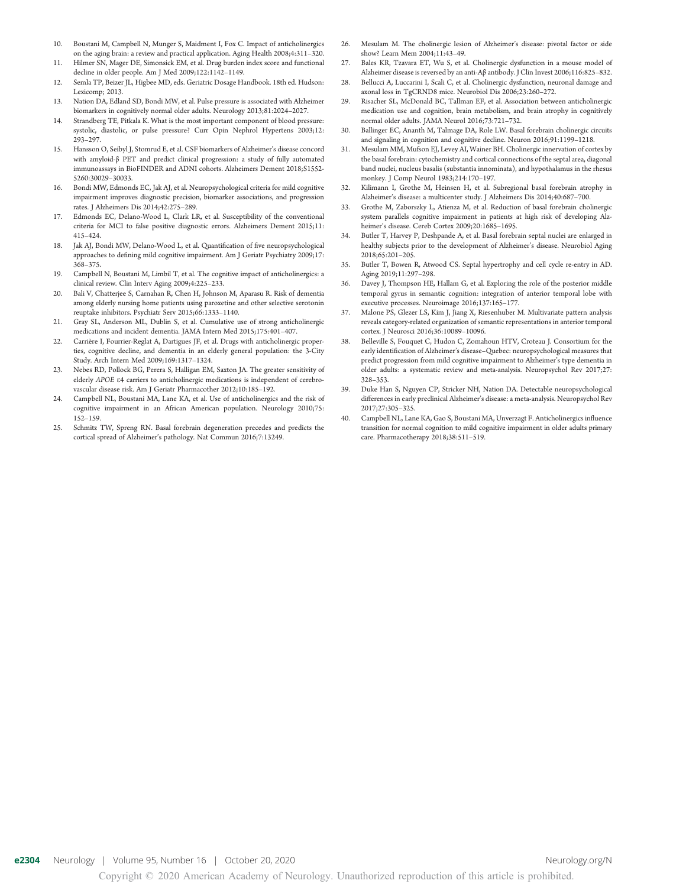10. Boustani M, Campbell N, Munger S, Maidment I, Fox C. Impact of anticholinergics on the aging brain: a review and practical application. Aging Health 2008;4:311–320.
11. Hilmer SN, Mager DE, Simonsick EM, et al. Drug burden index score and functional decline in older people. Am J Med 2009;122:1142–1149.
12. Semla TP, Beizer JL, Higbee MD, eds. Geriatric Dosage Handbook. 18th ed. Hudson: Lexicomp; 2013.
13. Nation DA, Edland SD, Bondi MW, et al. Pulse pressure is associated with Alzheimer biomarkers in cognitively normal older adults. Neurology 2013;81:2024–2027.
14. Strandberg TE, Pitkala K. What is the most important component of blood pressure: systolic, diastolic, or pulse pressure? Curr Opin Nephrol Hypertens 2003;12: 293–297.
15. Hansson O, Seibyl J, Stomrud E, et al. CSF biomarkers of Alzheimer's disease concord with amyloid-β PET and predict clinical progression: a study of fully automated immunoassays in BioFINDER and ADNI cohorts. Alzheimers Dement 2018;S1552-5260:30029–30033.
16. Bondi MW, Edmonds EC, Jak AJ, et al. Neuropsychological criteria for mild cognitive impairment improves diagnostic precision, biomarker associations, and progression rates. J Alzheimers Dis 2014;42:275–289.
17. Edmonds EC, Delano-Wood L, Clark LR, et al. Susceptibility of the conventional criteria for MCI to false positive diagnostic errors. Alzheimers Dement 2015;11: 415–424.
18. Jak AJ, Bondi MW, Delano-Wood L, et al. Quantification of five neuropsychological approaches to defining mild cognitive impairment. Am J Geriatr Psychiatry 2009;17: 368–375.
19. Campbell N, Boustani M, Limbil T, et al. The cognitive impact of anticholinergics: a clinical review. Clin Interv Aging 2009;4:225–233.
20. Bali V, Chatterjee S, Carnahan R, Chen H, Johnson M, Aparasu R. Risk of dementia among elderly nursing home patients using paroxetine and other selective serotonin reuptake inhibitors. Psychiatr Serv 2015;66:1333–1140.
21. Gray SL, Anderson ML, Dublin S, et al. Cumulative use of strong anticholinergic medications and incident dementia. JAMA Intern Med 2015;175:401–407.
22. Carrière I, Fourrier-Reglat A, Dartigues JF, et al. Drugs with anticholinergic properties, cognitive decline, and dementia in an elderly general population: the 3-City Study. Arch Intern Med 2009;169:1317–1324.
23. Nebes RD, Pollock BG, Perera S, Halligan EM, Saxton JA. The greater sensitivity of elderly *APOE* ε4 carriers to anticholinergic medications is independent of cerebrovascular disease risk. Am J Geriatr Pharmacother 2012;10:185–192.
24. Campbell NL, Boustani MA, Lane KA, et al. Use of anticholinergics and the risk of cognitive impairment in an African American population. Neurology 2010;75: 152–159.
25. Schmitz TW, Spreng RN. Basal forebrain degeneration precedes and predicts the cortical spread of Alzheimer's pathology. Nat Commun 2016;7:13249.
26. Mesulam M. The cholinergic lesion of Alzheimer's disease: pivotal factor or side show? Learn Mem 2004;11:43–49.
27. Bales KR, Tzavara ET, Wu S, et al. Cholinergic dysfunction in a mouse model of Alzheimer disease is reversed by an anti-Aβ antibody. J Clin Invest 2006;116:825–832.
28. Bellucci A, Luccarini I, Scali C, et al. Cholinergic dysfunction, neuronal damage and axonal loss in TgCRND8 mice. Neurobiol Dis 2006;23:260–272.
29. Risacher SL, McDonald BC, Tallman EF, et al. Association between anticholinergic medication use and cognition, brain metabolism, and brain atrophy in cognitively normal older adults. JAMA Neurol 2016;73:721–732.
30. Ballinger EC, Ananth M, Talmage DA, Role LW. Basal forebrain cholinergic circuits and signaling in cognition and cognitive decline. Neuron 2016;91:1199–1218.
31. Mesulam MM, Mufson EJ, Levey AI, Wainer BH. Cholinergic innervation of cortex by the basal forebrain: cytochemistry and cortical connections of the septal area, diagonal band nuclei, nucleus basalis (substantia innominata), and hypothalamus in the rhesus monkey. J Comp Neurol 1983;214:170–197.
32. Kilimann I, Grothe M, Heinsen H, et al. Subregional basal forebrain atrophy in Alzheimer's disease: a multicenter study. J Alzheimers Dis 2014;40:687–700.
33. Grothe M, Zaborszky L, Atienza M, et al. Reduction of basal forebrain cholinergic system parallels cognitive impairment in patients at high risk of developing Alzheimer's disease. Cereb Cortex 2009;20:1685–1695.
34. Butler T, Harvey P, Deshpande A, et al. Basal forebrain septal nuclei are enlarged in healthy subjects prior to the development of Alzheimer's disease. Neurobiol Aging 2018;65:201–205.
35. Butler T, Bowen R, Atwood CS. Septal hypertrophy and cell cycle re-entry in AD. Aging 2019;11:297–298.
36. Davey J, Thompson HE, Hallam G, et al. Exploring the role of the posterior middle temporal gyrus in semantic cognition: integration of anterior temporal lobe with executive processes. Neuroimage 2016;137:165–177.
37. Malone PS, Glezer LS, Kim J, Jiang X, Riesenhuber M. Multivariate pattern analysis reveals category-related organization of semantic representations in anterior temporal cortex. J Neurosci 2016;36:10089–10096.
38. Belleville S, Fouquet C, Hudon C, Zomahoun HTV, Croteau J. Consortium for the early identification of Alzheimer's disease–Quebec: neuropsychological measures that predict progression from mild cognitive impairment to Alzheimer's type dementia in older adults: a systematic review and meta-analysis. Neuropsychol Rev 2017;27: 328–353.
39. Duke Han S, Nguyen CP, Stricker NH, Nation DA. Detectable neuropsychological differences in early preclinical Alzheimer's disease: a meta-analysis. Neuropsychol Rev 2017;27:305–325.
40. Campbell NL, Lane KA, Gao S, Boustani MA, Unverzagt F. Anticholinergics influence transition for normal cognition to mild cognitive impairment in older adults primary care. Pharmacotherapy 2018;38:511–519.